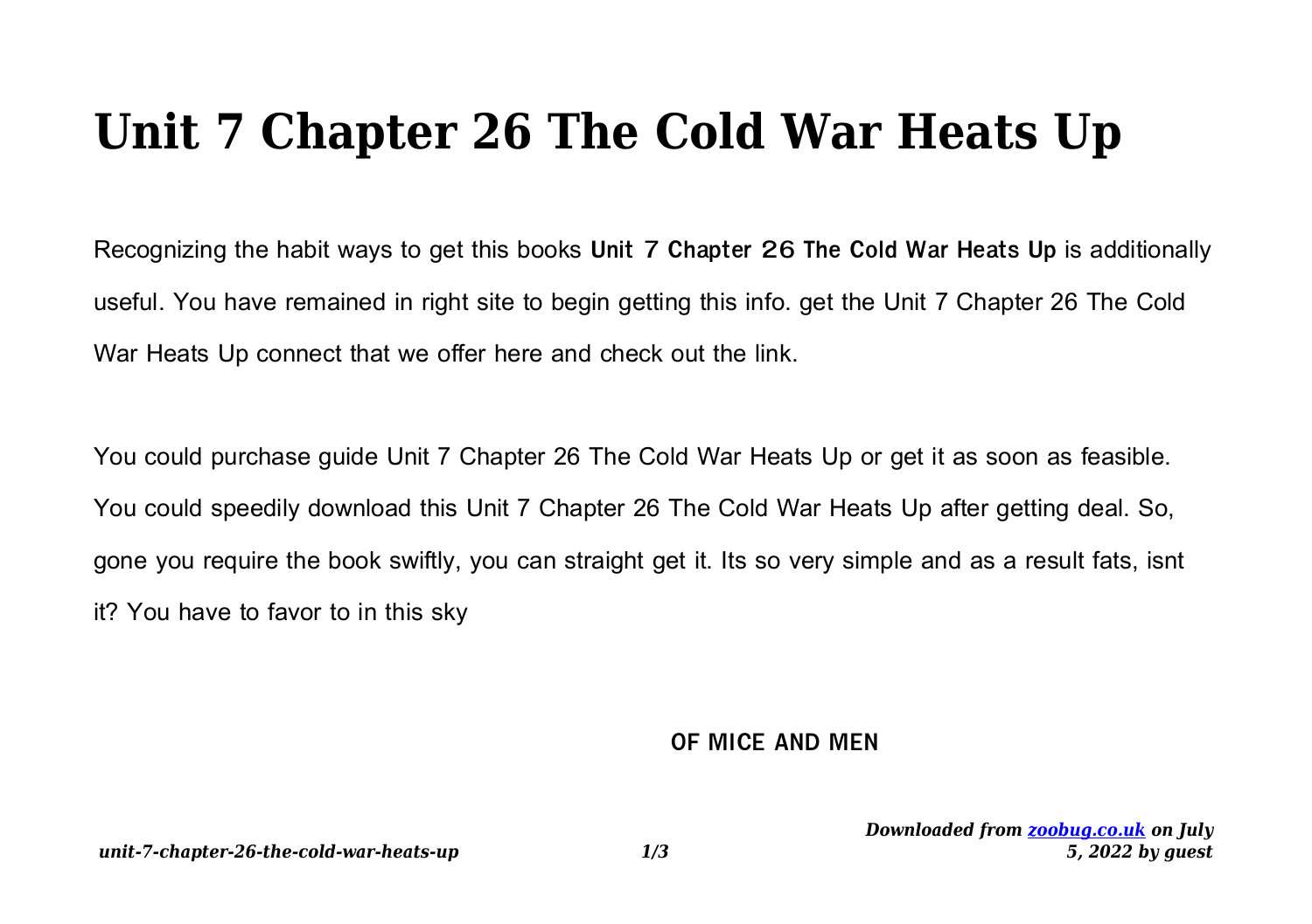# Unit 7 Chapter 26 The Cold War Heats Up

Recognizing the habit ways to get this books **Unit 7 Chapter 26 The Cold War Heats Up** is additionally useful. You have remained in right site to begin getting this info. get the Unit 7 Chapter 26 The Cold War Heats Up connect that we offer here and check out the link.

You could purchase guide Unit 7 Chapter 26 The Cold War Heats Up or get it as soon as feasible. You could speedily download this Unit 7 Chapter 26 The Cold War Heats Up after getting deal. So, gone you require the book swiftly, you can straight get it. Its so very simple and as a result fats, isnt it? You have to favor to in this sky

**OF MICE AND MEN**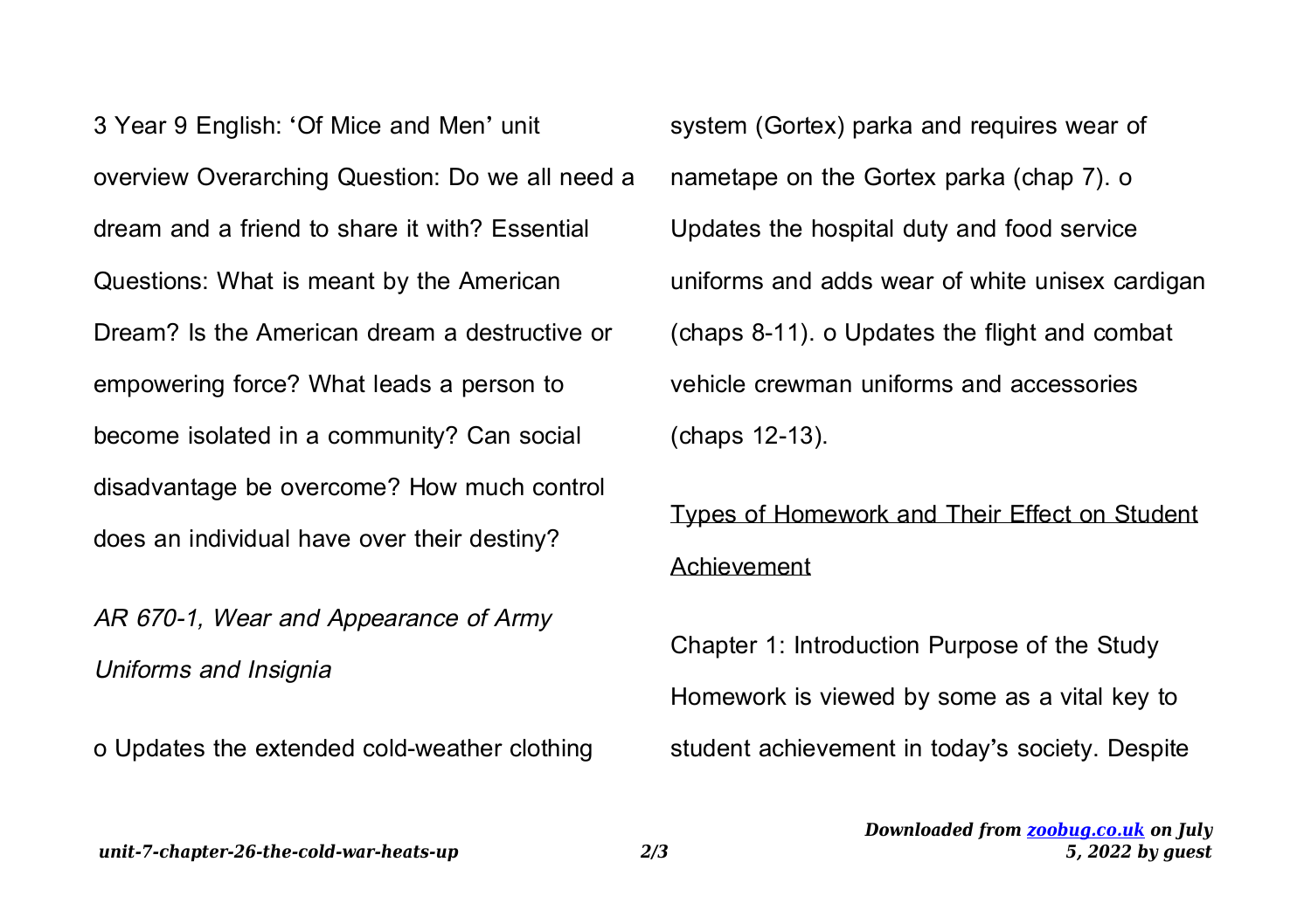3 Year 9 English: 'Of Mice and Men' unit overview Overarching Question: Do we all need a dream and a friend to share it with? Essential Questions: What is meant by the American Dream? Is the American dream a destructive or empowering force? What leads a person to become isolated in a community? Can social disadvantage be overcome? How much control does an individual have over their destiny?

*AR 670-1, Wear and Appearance of Army Uniforms and Insignia*

o Updates the extended cold-weather clothing system (Gortex) parka and requires wear of nametape on the Gortex parka (chap 7). o Updates the hospital duty and food service uniforms and adds wear of white unisex cardigan (chaps 8-11). o Updates the flight and combat vehicle crewman uniforms and accessories (chaps 12-13).

Types of Homework and Their Effect on Student Achievement

Chapter 1: Introduction Purpose of the Study Homework is viewed by some as a vital key to student achievement in today's society. Despite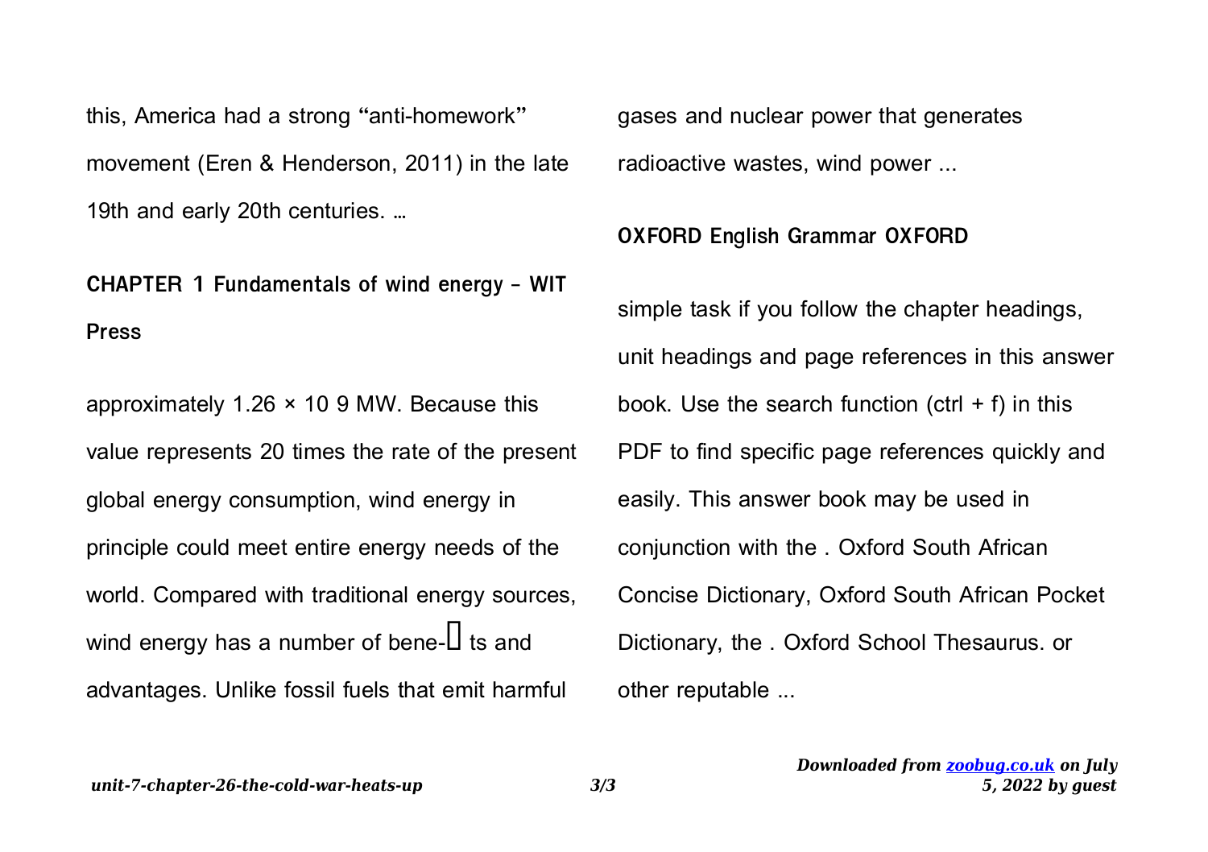this, America had a strong “anti-homework” movement (Eren & Henderson, 2011) in the late 19th and early 20th centuries. …

## CHAPTER 1 Fundamentals of wind energy - WIT Press

approximately $1.26 \times 10^9$ MW. Because this value represents 20 times the rate of the present global energy consumption, wind energy in principle could meet entire energy needs of the world. Compared with traditional energy sources, wind energy has a number of bene- ts and advantages. Unlike fossil fuels that emit harmful gases and nuclear power that generates radioactive wastes, wind power ...

## OXFORD English Grammar OXFORD

simple task if you follow the chapter headings, unit headings and page references in this answer book. Use the search function (ctrl + f) in this PDF to find specific page references quickly and easily. This answer book may be used in conjunction with the . Oxford South African Concise Dictionary, Oxford South African Pocket Dictionary, the . Oxford School Thesaurus. or other reputable ...